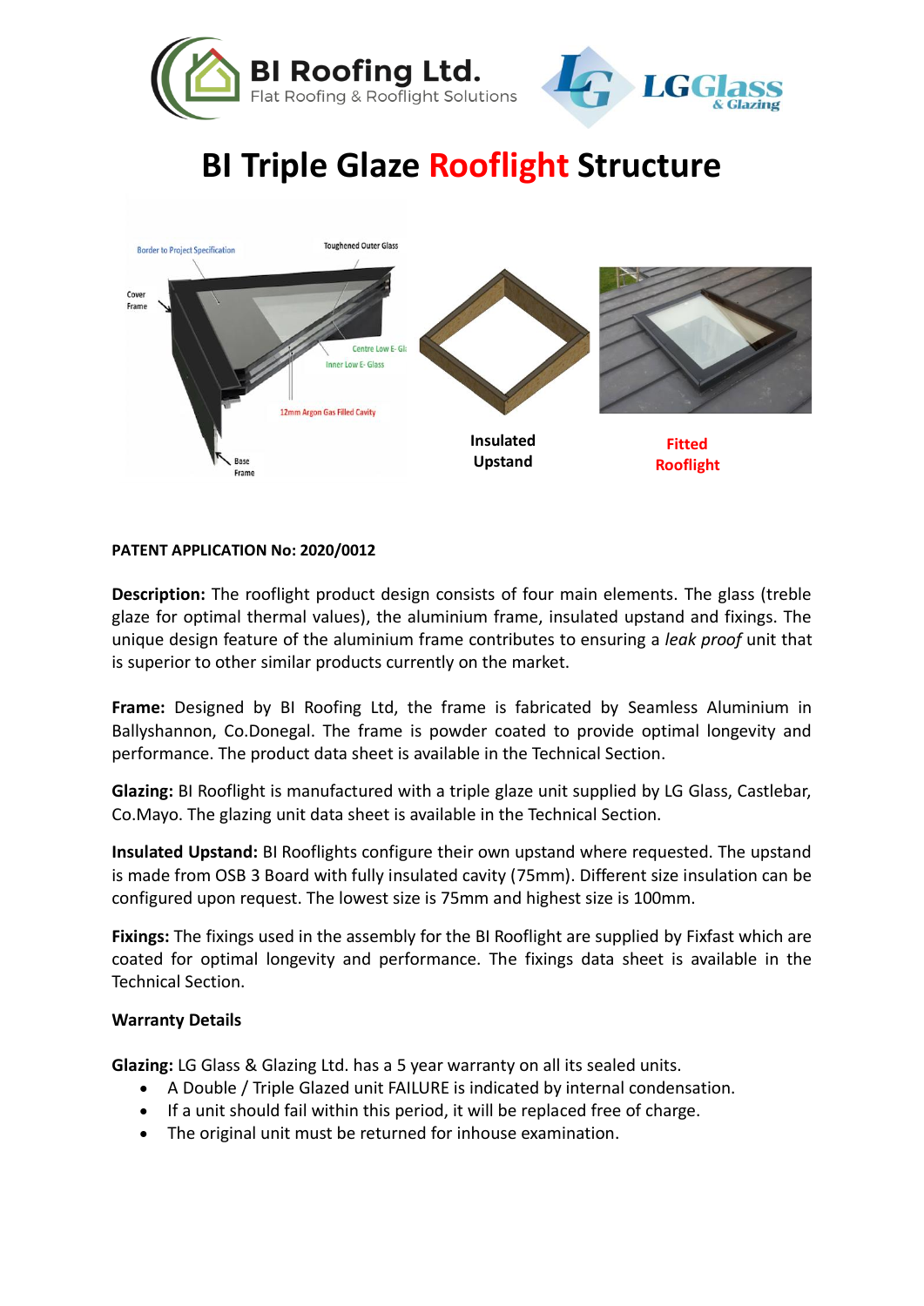# BI Triple Glaze Rooflight Structure

Insulated Upstand

Fitted Rooflight

**PATENT APPLICATION No: 2020/0012**

**Description:** The rooflight product design consists of four main elements. The glass (treble glaze for optimal thermal values), the aluminium frame, insulated upstand and fixings. The unique design feature of the aluminium frame contributes to ensuring a *leak proof* unit that is superior to other similar products currently on the market.

**Frame:** Designed by BI Roofing Ltd, the frame is fabricated by Seamless Aluminium in Ballyshannon, Co.Donegal. The frame is powder coated to provide optimal longevity and performance. The product data sheet is available in the Technical Section.

**Glazing:** BI Rooflight is manufactured with a triple glaze unit supplied by LG Glass, Castlebar, Co.Mayo. The glazing unit data sheet is available in the Technical Section.

**Insulated Upstand:** BI Rooflights configure their own upstand where requested. The upstand is made from OSB 3 Board with fully insulated cavity (75mm). Different size insulation can be configured upon request. The lowest size is 75mm and highest size is 100mm.

**Fixings:** The fixings used in the assembly for the BI Rooflight are supplied by Fixfast which are coated for optimal longevity and performance. The fixings data sheet is available in the Technical Section.

**Warranty Details**

**Glazing:** LG Glass & Glazing Ltd. has a 5 year warranty on all its sealed units.

- A Double / Triple Glazed unit FAILURE is indicated by internal condensation.
- If a unit should fail within this period, it will be replaced free of charge.
- The original unit must be returned for inhouse examination.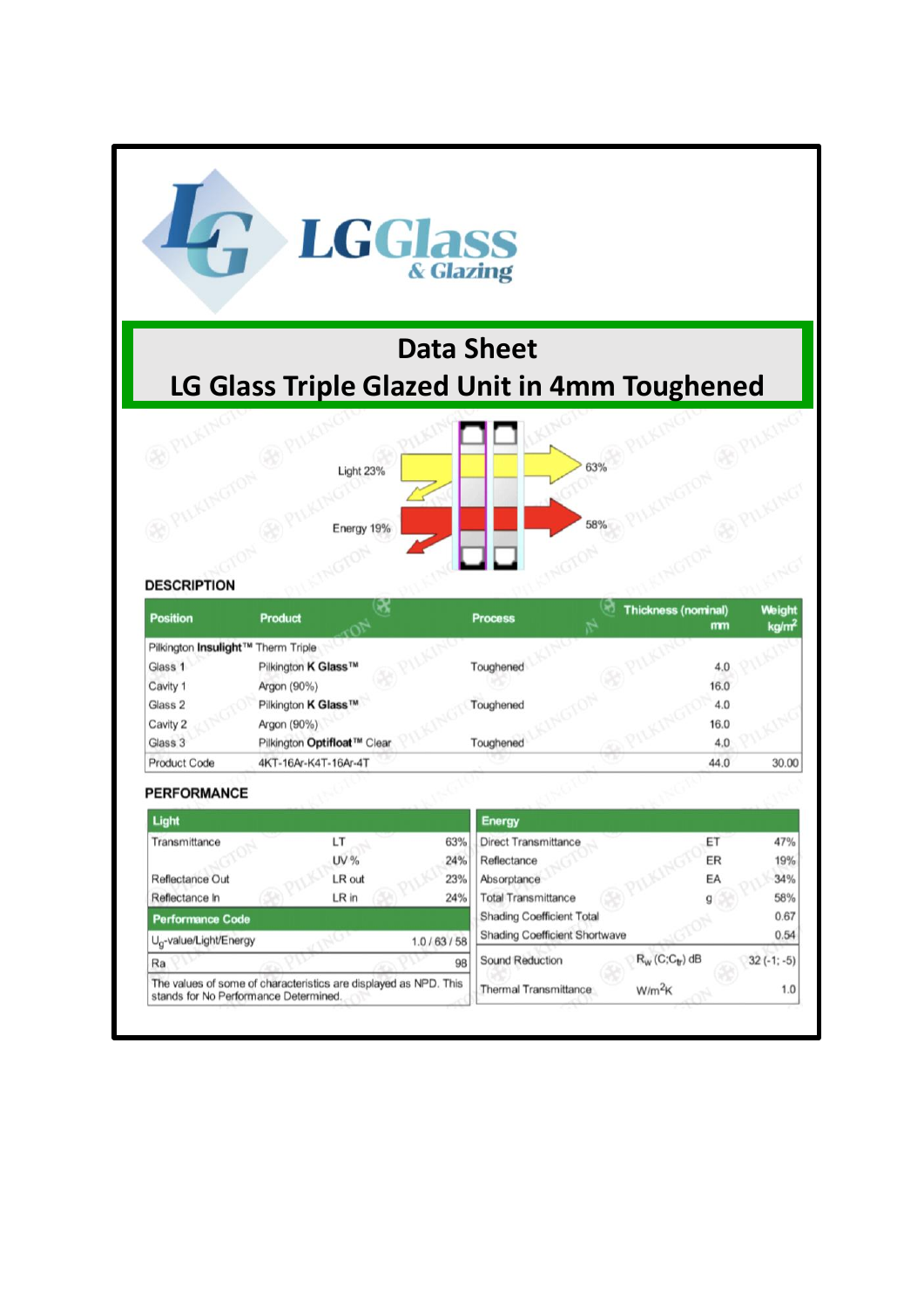LGGlass
& Glazing

# Data Sheet
# LG Glass Triple Glazed Unit in 4mm Toughened

Light 23%
63%
Energy 19%
58%

## DESCRIPTION

| Position | Product | Process | Thickness (nominal) mm | Weight kg/m² |
|---|---|---|---|---|
| Pilkington **Insulight**™ Therm Triple | | | | |
| Glass 1 | Pilkington **K Glass**™ | Toughened | 4.0 | |
| Cavity 1 | Argon (90%) | | 16.0 | |
| Glass 2 | Pilkington **K Glass**™ | Toughened | 4.0 | |
| Cavity 2 | Argon (90%) | | 16.0 | |
| Glass 3 | Pilkington **Optifloat**™ Clear | Toughened | 4.0 | |
| Product Code | 4KT-16Ar-K4T-16Ar-4T | | 44.0 | 30.00 |

## PERFORMANCE

| Light | | |
|---|---|---|
| Transmittance | LT | 63% |
| | UV % | 24% |
| Reflectance Out | LR out | 23% |
| Reflectance In | LR in | 24% |
| **Performance Code** | | |
| $U_g$-value/Light/Energy | | 1.0 / 63 / 58 |
| Ra | | 98 |

The values of some of characteristics are displayed as NPD. This stands for No Performance Determined.

| Energy | | |
|---|---|---|
| Direct Transmittance | ET | 47% |
| Reflectance | ER | 19% |
| Absorptance | EA | 34% |
| Total Transmittance | g | 58% |
| Shading Coefficient Total | | 0.67 |
| Shading Coefficient Shortwave | | 0.54 |
| Sound Reduction | $R_w$ (C;$C_{tr}$) dB | 32 (-1; -5) |
| Thermal Transmittance | W/m²K | 1.0 |